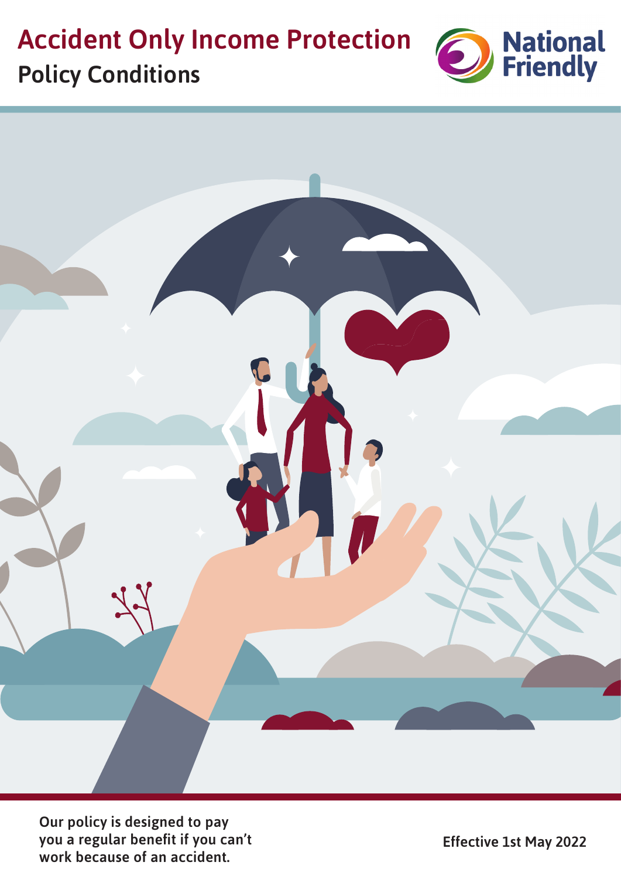# Accident Only Income Protection

## Policy Conditions

National Friendly

Our policy is designed to pay you a regular benefit if you can't work because of an accident.

Effective 1st May 2022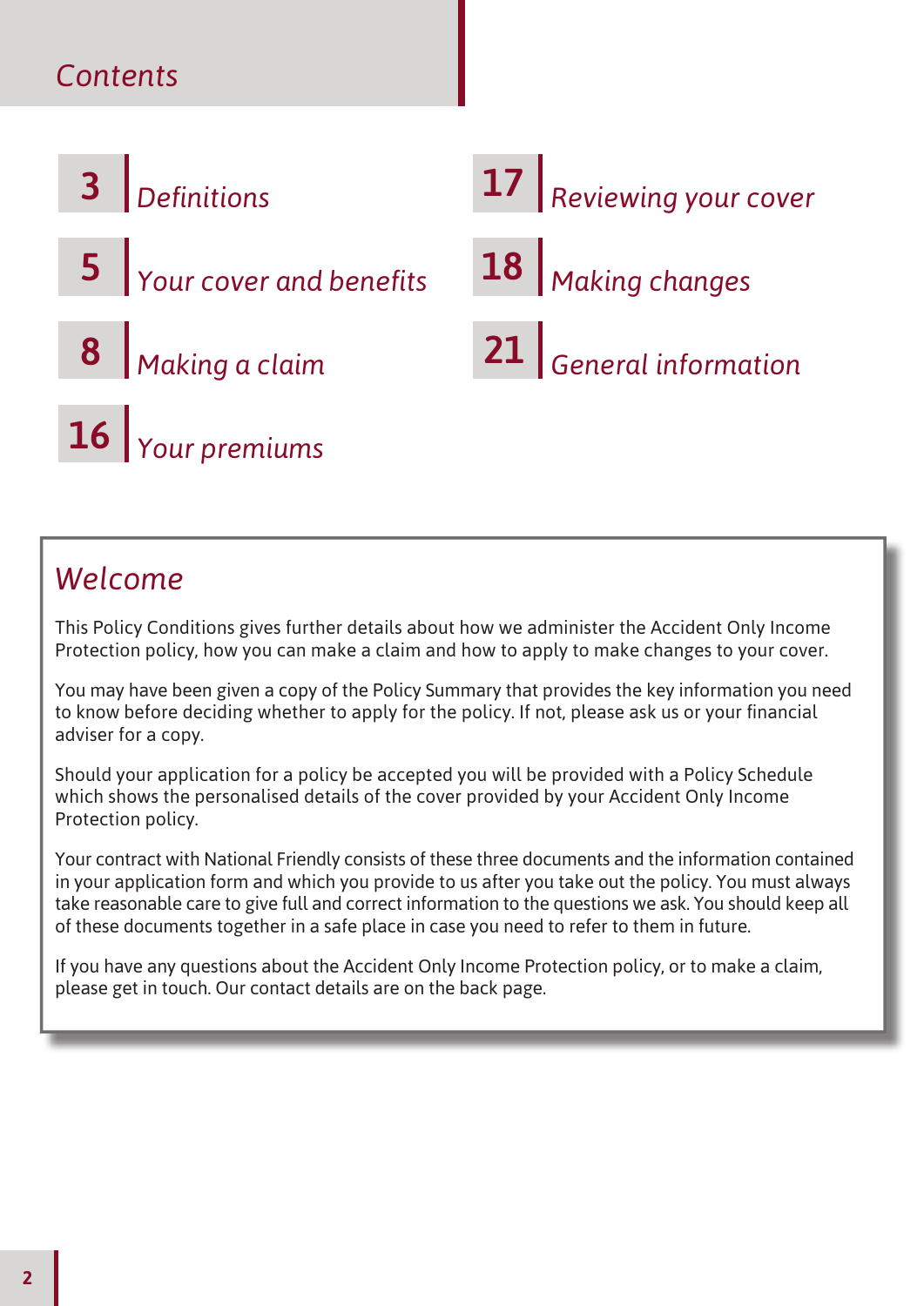# Contents

| Page | Section |
|---|---|
| 3 | Definitions |
| 5 | Your cover and benefits |
| 8 | Making a claim |
| 16 | Your premiums |
| 17 | Reviewing your cover |
| 18 | Making changes |
| 21 | General information |

## Welcome

This Policy Conditions gives further details about how we administer the Accident Only Income Protection policy, how you can make a claim and how to apply to make changes to your cover.

You may have been given a copy of the Policy Summary that provides the key information you need to know before deciding whether to apply for the policy. If not, please ask us or your financial adviser for a copy.

Should your application for a policy be accepted you will be provided with a Policy Schedule which shows the personalised details of the cover provided by your Accident Only Income Protection policy.

Your contract with National Friendly consists of these three documents and the information contained in your application form and which you provide to us after you take out the policy. You must always take reasonable care to give full and correct information to the questions we ask. You should keep all of these documents together in a safe place in case you need to refer to them in future.

If you have any questions about the Accident Only Income Protection policy, or to make a claim, please get in touch. Our contact details are on the back page.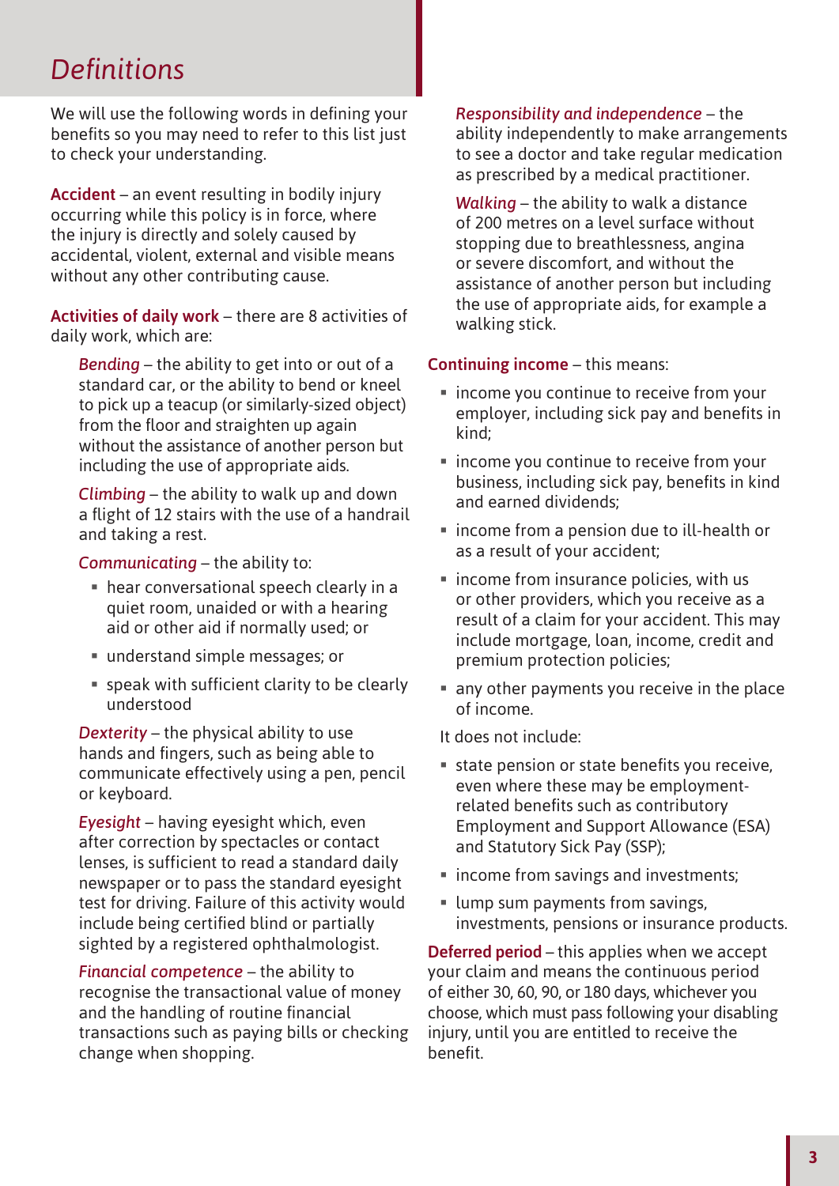# Definitions

We will use the following words in defining your benefits so you may need to refer to this list just to check your understanding.

**Accident** – an event resulting in bodily injury occurring while this policy is in force, where the injury is directly and solely caused by accidental, violent, external and visible means without any other contributing cause.

**Activities of daily work** – there are 8 activities of daily work, which are:

> *Bending* – the ability to get into or out of a standard car, or the ability to bend or kneel to pick up a teacup (or similarly-sized object) from the floor and straighten up again without the assistance of another person but including the use of appropriate aids.
>
> *Climbing* – the ability to walk up and down a flight of 12 stairs with the use of a handrail and taking a rest.
>
> *Communicating* – the ability to:
>
> - hear conversational speech clearly in a quiet room, unaided or with a hearing aid or other aid if normally used; or
> - understand simple messages; or
> - speak with sufficient clarity to be clearly understood
>
> *Dexterity* – the physical ability to use hands and fingers, such as being able to communicate effectively using a pen, pencil or keyboard.
>
> *Eyesight* – having eyesight which, even after correction by spectacles or contact lenses, is sufficient to read a standard daily newspaper or to pass the standard eyesight test for driving. Failure of this activity would include being certified blind or partially sighted by a registered ophthalmologist.
>
> *Financial competence* – the ability to recognise the transactional value of money and the handling of routine financial transactions such as paying bills or checking change when shopping.
>
> *Responsibility and independence* – the ability independently to make arrangements to see a doctor and take regular medication as prescribed by a medical practitioner.
>
> *Walking* – the ability to walk a distance of 200 metres on a level surface without stopping due to breathlessness, angina or severe discomfort, and without the assistance of another person but including the use of appropriate aids, for example a walking stick.

**Continuing income** – this means:

- income you continue to receive from your employer, including sick pay and benefits in kind;
- income you continue to receive from your business, including sick pay, benefits in kind and earned dividends;
- income from a pension due to ill-health or as a result of your accident;
- income from insurance policies, with us or other providers, which you receive as a result of a claim for your accident. This may include mortgage, loan, income, credit and premium protection policies;
- any other payments you receive in the place of income.

It does not include:

- state pension or state benefits you receive, even where these may be employment-related benefits such as contributory Employment and Support Allowance (ESA) and Statutory Sick Pay (SSP);
- income from savings and investments;
- lump sum payments from savings, investments, pensions or insurance products.

**Deferred period** – this applies when we accept your claim and means the continuous period of either 30, 60, 90, or 180 days, whichever you choose, which must pass following your disabling injury, until you are entitled to receive the benefit.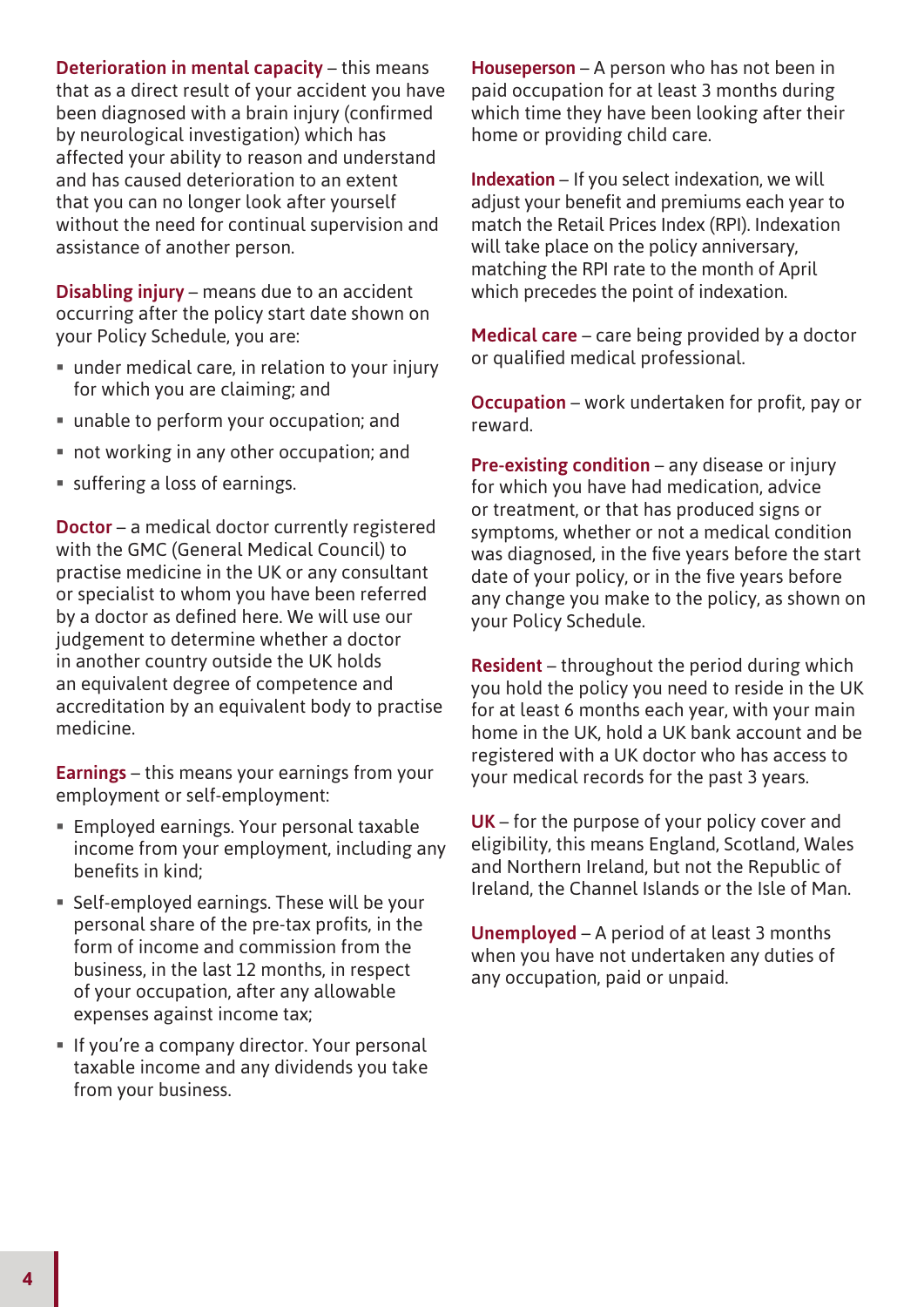**Deterioration in mental capacity** – this means that as a direct result of your accident you have been diagnosed with a brain injury (confirmed by neurological investigation) which has affected your ability to reason and understand and has caused deterioration to an extent that you can no longer look after yourself without the need for continual supervision and assistance of another person.

**Disabling injury** – means due to an accident occurring after the policy start date shown on your Policy Schedule, you are:

- under medical care, in relation to your injury for which you are claiming; and
- unable to perform your occupation; and
- not working in any other occupation; and
- suffering a loss of earnings.

**Doctor** – a medical doctor currently registered with the GMC (General Medical Council) to practise medicine in the UK or any consultant or specialist to whom you have been referred by a doctor as defined here. We will use our judgement to determine whether a doctor in another country outside the UK holds an equivalent degree of competence and accreditation by an equivalent body to practise medicine.

**Earnings** – this means your earnings from your employment or self-employment:

- Employed earnings. Your personal taxable income from your employment, including any benefits in kind;
- Self-employed earnings. These will be your personal share of the pre-tax profits, in the form of income and commission from the business, in the last 12 months, in respect of your occupation, after any allowable expenses against income tax;
- If you're a company director. Your personal taxable income and any dividends you take from your business.

**Houseperson** – A person who has not been in paid occupation for at least 3 months during which time they have been looking after their home or providing child care.

**Indexation** – If you select indexation, we will adjust your benefit and premiums each year to match the Retail Prices Index (RPI). Indexation will take place on the policy anniversary, matching the RPI rate to the month of April which precedes the point of indexation.

**Medical care** – care being provided by a doctor or qualified medical professional.

**Occupation** – work undertaken for profit, pay or reward.

**Pre-existing condition** – any disease or injury for which you have had medication, advice or treatment, or that has produced signs or symptoms, whether or not a medical condition was diagnosed, in the five years before the start date of your policy, or in the five years before any change you make to the policy, as shown on your Policy Schedule.

**Resident** – throughout the period during which you hold the policy you need to reside in the UK for at least 6 months each year, with your main home in the UK, hold a UK bank account and be registered with a UK doctor who has access to your medical records for the past 3 years.

**UK** – for the purpose of your policy cover and eligibility, this means England, Scotland, Wales and Northern Ireland, but not the Republic of Ireland, the Channel Islands or the Isle of Man.

**Unemployed** – A period of at least 3 months when you have not undertaken any duties of any occupation, paid or unpaid.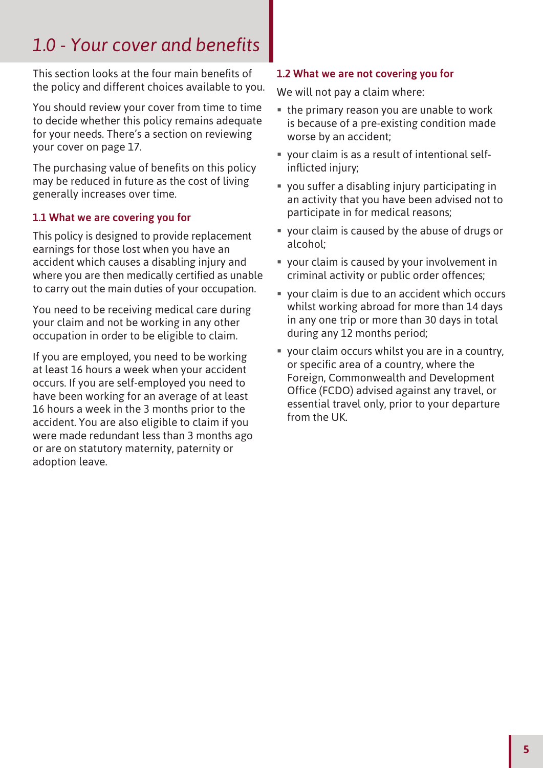# *1.0 - Your cover and benefits*

This section looks at the four main benefits of the policy and different choices available to you.

You should review your cover from time to time to decide whether this policy remains adequate for your needs. There's a section on reviewing your cover on page 17.

The purchasing value of benefits on this policy may be reduced in future as the cost of living generally increases over time.

### 1.1 What we are covering you for

This policy is designed to provide replacement earnings for those lost when you have an accident which causes a disabling injury and where you are then medically certified as unable to carry out the main duties of your occupation.

You need to be receiving medical care during your claim and not be working in any other occupation in order to be eligible to claim.

If you are employed, you need to be working at least 16 hours a week when your accident occurs. If you are self-employed you need to have been working for an average of at least 16 hours a week in the 3 months prior to the accident. You are also eligible to claim if you were made redundant less than 3 months ago or are on statutory maternity, paternity or adoption leave.

### 1.2 What we are not covering you for

We will not pay a claim where:

- the primary reason you are unable to work is because of a pre-existing condition made worse by an accident;
- your claim is as a result of intentional self-inflicted injury;
- you suffer a disabling injury participating in an activity that you have been advised not to participate in for medical reasons;
- your claim is caused by the abuse of drugs or alcohol;
- your claim is caused by your involvement in criminal activity or public order offences;
- your claim is due to an accident which occurs whilst working abroad for more than 14 days in any one trip or more than 30 days in total during any 12 months period;
- your claim occurs whilst you are in a country, or specific area of a country, where the Foreign, Commonwealth and Development Office (FCDO) advised against any travel, or essential travel only, prior to your departure from the UK.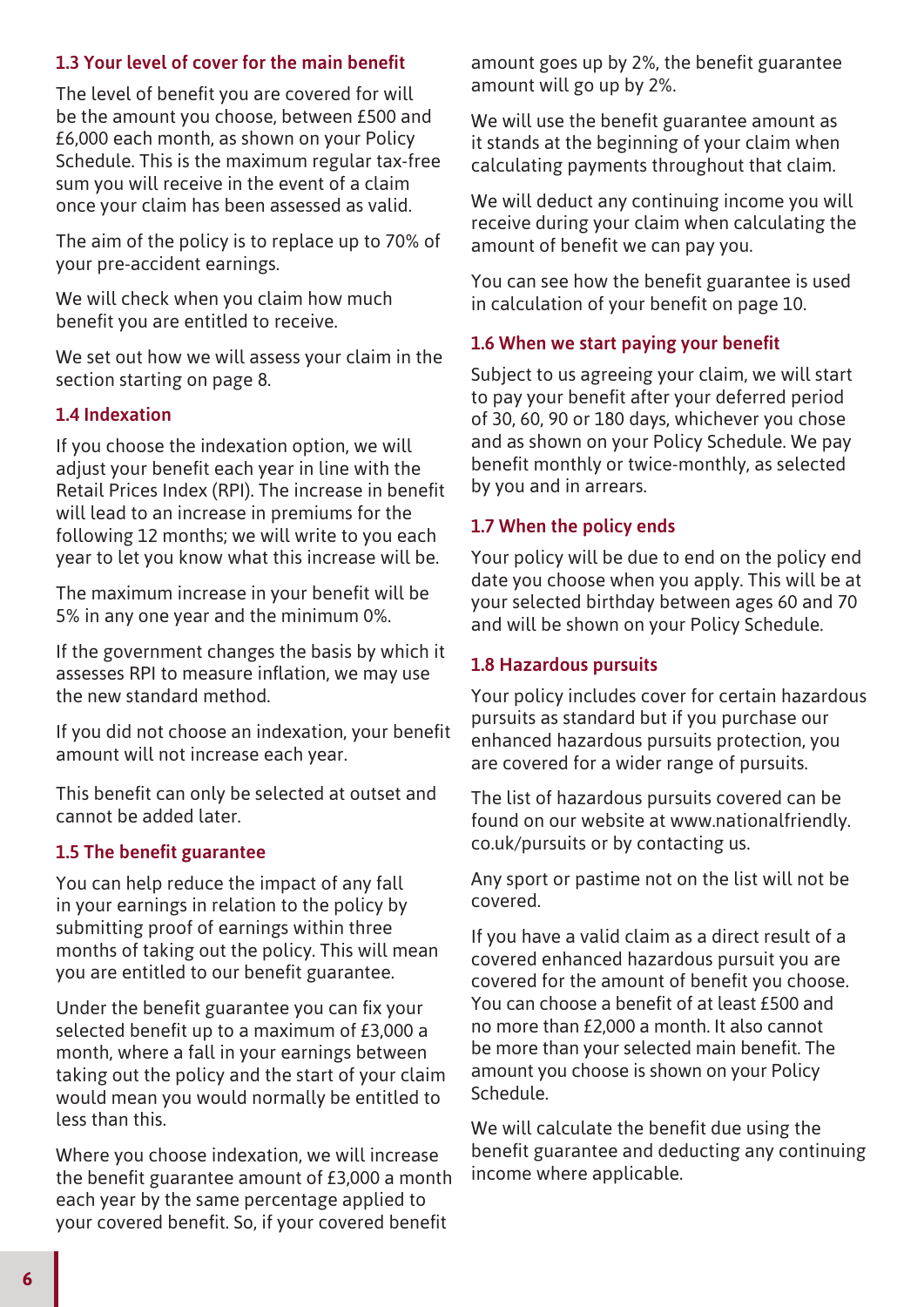### 1.3 Your level of cover for the main benefit

The level of benefit you are covered for will be the amount you choose, between £500 and £6,000 each month, as shown on your Policy Schedule. This is the maximum regular tax-free sum you will receive in the event of a claim once your claim has been assessed as valid.

The aim of the policy is to replace up to 70% of your pre-accident earnings.

We will check when you claim how much benefit you are entitled to receive.

We set out how we will assess your claim in the section starting on page 8.

### 1.4 Indexation

If you choose the indexation option, we will adjust your benefit each year in line with the Retail Prices Index (RPI). The increase in benefit will lead to an increase in premiums for the following 12 months; we will write to you each year to let you know what this increase will be.

The maximum increase in your benefit will be 5% in any one year and the minimum 0%.

If the government changes the basis by which it assesses RPI to measure inflation, we may use the new standard method.

If you did not choose an indexation, your benefit amount will not increase each year.

This benefit can only be selected at outset and cannot be added later.

### 1.5 The benefit guarantee

You can help reduce the impact of any fall in your earnings in relation to the policy by submitting proof of earnings within three months of taking out the policy. This will mean you are entitled to our benefit guarantee.

Under the benefit guarantee you can fix your selected benefit up to a maximum of £3,000 a month, where a fall in your earnings between taking out the policy and the start of your claim would mean you would normally be entitled to less than this.

Where you choose indexation, we will increase the benefit guarantee amount of £3,000 a month each year by the same percentage applied to your covered benefit. So, if your covered benefit amount goes up by 2%, the benefit guarantee amount will go up by 2%.

We will use the benefit guarantee amount as it stands at the beginning of your claim when calculating payments throughout that claim.

We will deduct any continuing income you will receive during your claim when calculating the amount of benefit we can pay you.

You can see how the benefit guarantee is used in calculation of your benefit on page 10.

### 1.6 When we start paying your benefit

Subject to us agreeing your claim, we will start to pay your benefit after your deferred period of 30, 60, 90 or 180 days, whichever you chose and as shown on your Policy Schedule. We pay benefit monthly or twice-monthly, as selected by you and in arrears.

### 1.7 When the policy ends

Your policy will be due to end on the policy end date you choose when you apply. This will be at your selected birthday between ages 60 and 70 and will be shown on your Policy Schedule.

### 1.8 Hazardous pursuits

Your policy includes cover for certain hazardous pursuits as standard but if you purchase our enhanced hazardous pursuits protection, you are covered for a wider range of pursuits.

The list of hazardous pursuits covered can be found on our website at www.nationalfriendly.co.uk/pursuits or by contacting us.

Any sport or pastime not on the list will not be covered.

If you have a valid claim as a direct result of a covered enhanced hazardous pursuit you are covered for the amount of benefit you choose. You can choose a benefit of at least £500 and no more than £2,000 a month. It also cannot be more than your selected main benefit. The amount you choose is shown on your Policy Schedule.

We will calculate the benefit due using the benefit guarantee and deducting any continuing income where applicable.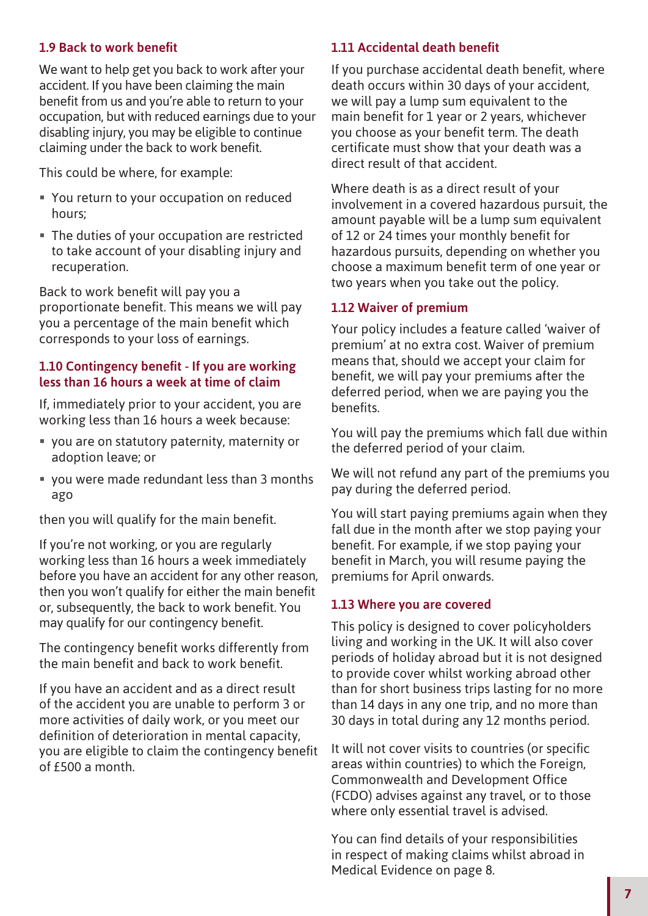### 1.9 Back to work benefit

We want to help get you back to work after your accident. If you have been claiming the main benefit from us and you're able to return to your occupation, but with reduced earnings due to your disabling injury, you may be eligible to continue claiming under the back to work benefit.

This could be where, for example:

- You return to your occupation on reduced hours;
- The duties of your occupation are restricted to take account of your disabling injury and recuperation.

Back to work benefit will pay you a proportionate benefit. This means we will pay you a percentage of the main benefit which corresponds to your loss of earnings.

### 1.10 Contingency benefit - If you are working less than 16 hours a week at time of claim

If, immediately prior to your accident, you are working less than 16 hours a week because:

- you are on statutory paternity, maternity or adoption leave; or
- you were made redundant less than 3 months ago

then you will qualify for the main benefit.

If you're not working, or you are regularly working less than 16 hours a week immediately before you have an accident for any other reason, then you won't qualify for either the main benefit or, subsequently, the back to work benefit. You may qualify for our contingency benefit.

The contingency benefit works differently from the main benefit and back to work benefit.

If you have an accident and as a direct result of the accident you are unable to perform 3 or more activities of daily work, or you meet our definition of deterioration in mental capacity, you are eligible to claim the contingency benefit of £500 a month.

### 1.11 Accidental death benefit

If you purchase accidental death benefit, where death occurs within 30 days of your accident, we will pay a lump sum equivalent to the main benefit for 1 year or 2 years, whichever you choose as your benefit term. The death certificate must show that your death was a direct result of that accident.

Where death is as a direct result of your involvement in a covered hazardous pursuit, the amount payable will be a lump sum equivalent of 12 or 24 times your monthly benefit for hazardous pursuits, depending on whether you choose a maximum benefit term of one year or two years when you take out the policy.

### 1.12 Waiver of premium

Your policy includes a feature called 'waiver of premium' at no extra cost. Waiver of premium means that, should we accept your claim for benefit, we will pay your premiums after the deferred period, when we are paying you the benefits.

You will pay the premiums which fall due within the deferred period of your claim.

We will not refund any part of the premiums you pay during the deferred period.

You will start paying premiums again when they fall due in the month after we stop paying your benefit. For example, if we stop paying your benefit in March, you will resume paying the premiums for April onwards.

### 1.13 Where you are covered

This policy is designed to cover policyholders living and working in the UK. It will also cover periods of holiday abroad but it is not designed to provide cover whilst working abroad other than for short business trips lasting for no more than 14 days in any one trip, and no more than 30 days in total during any 12 months period.

It will not cover visits to countries (or specific areas within countries) to which the Foreign, Commonwealth and Development Office (FCDO) advises against any travel, or to those where only essential travel is advised.

You can find details of your responsibilities in respect of making claims whilst abroad in Medical Evidence on page 8.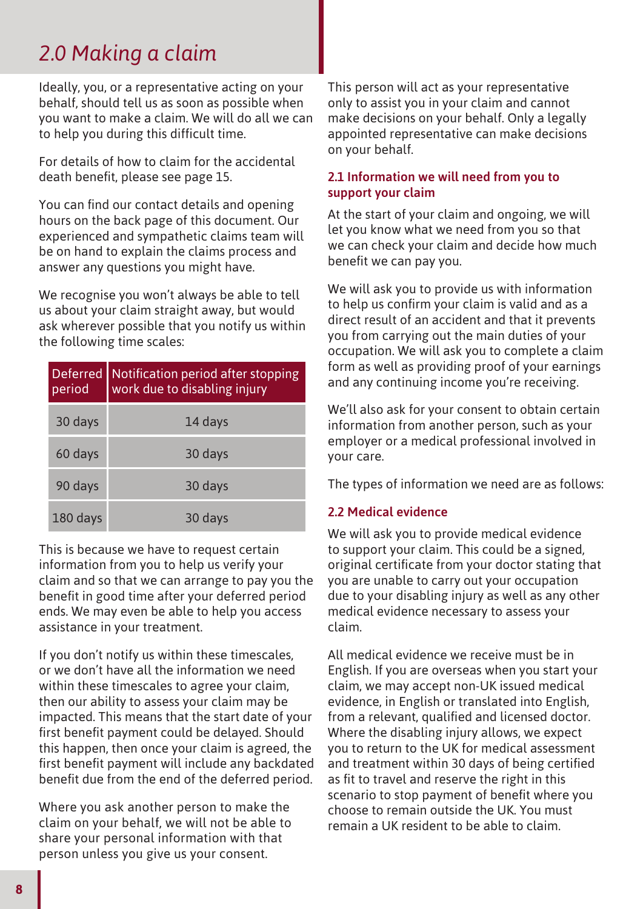## 2.0 Making a claim

Ideally, you, or a representative acting on your behalf, should tell us as soon as possible when you want to make a claim. We will do all we can to help you during this difficult time.

For details of how to claim for the accidental death benefit, please see page 15.

You can find our contact details and opening hours on the back page of this document. Our experienced and sympathetic claims team will be on hand to explain the claims process and answer any questions you might have.

We recognise you won't always be able to tell us about your claim straight away, but would ask wherever possible that you notify us within the following time scales:

| Deferred period | Notification period after stopping work due to disabling injury |
|---|---|
| 30 days | 14 days |
| 60 days | 30 days |
| 90 days | 30 days |
| 180 days | 30 days |

This is because we have to request certain information from you to help us verify your claim and so that we can arrange to pay you the benefit in good time after your deferred period ends. We may even be able to help you access assistance in your treatment.

If you don't notify us within these timescales, or we don't have all the information we need within these timescales to agree your claim, then our ability to assess your claim may be impacted. This means that the start date of your first benefit payment could be delayed. Should this happen, then once your claim is agreed, the first benefit payment will include any backdated benefit due from the end of the deferred period.

Where you ask another person to make the claim on your behalf, we will not be able to share your personal information with that person unless you give us your consent.

This person will act as your representative only to assist you in your claim and cannot make decisions on your behalf. Only a legally appointed representative can make decisions on your behalf.

### 2.1 Information we will need from you to support your claim

At the start of your claim and ongoing, we will let you know what we need from you so that we can check your claim and decide how much benefit we can pay you.

We will ask you to provide us with information to help us confirm your claim is valid and as a direct result of an accident and that it prevents you from carrying out the main duties of your occupation. We will ask you to complete a claim form as well as providing proof of your earnings and any continuing income you're receiving.

We'll also ask for your consent to obtain certain information from another person, such as your employer or a medical professional involved in your care.

The types of information we need are as follows:

### 2.2 Medical evidence

We will ask you to provide medical evidence to support your claim. This could be a signed, original certificate from your doctor stating that you are unable to carry out your occupation due to your disabling injury as well as any other medical evidence necessary to assess your claim.

All medical evidence we receive must be in English. If you are overseas when you start your claim, we may accept non-UK issued medical evidence, in English or translated into English, from a relevant, qualified and licensed doctor. Where the disabling injury allows, we expect you to return to the UK for medical assessment and treatment within 30 days of being certified as fit to travel and reserve the right in this scenario to stop payment of benefit where you choose to remain outside the UK. You must remain a UK resident to be able to claim.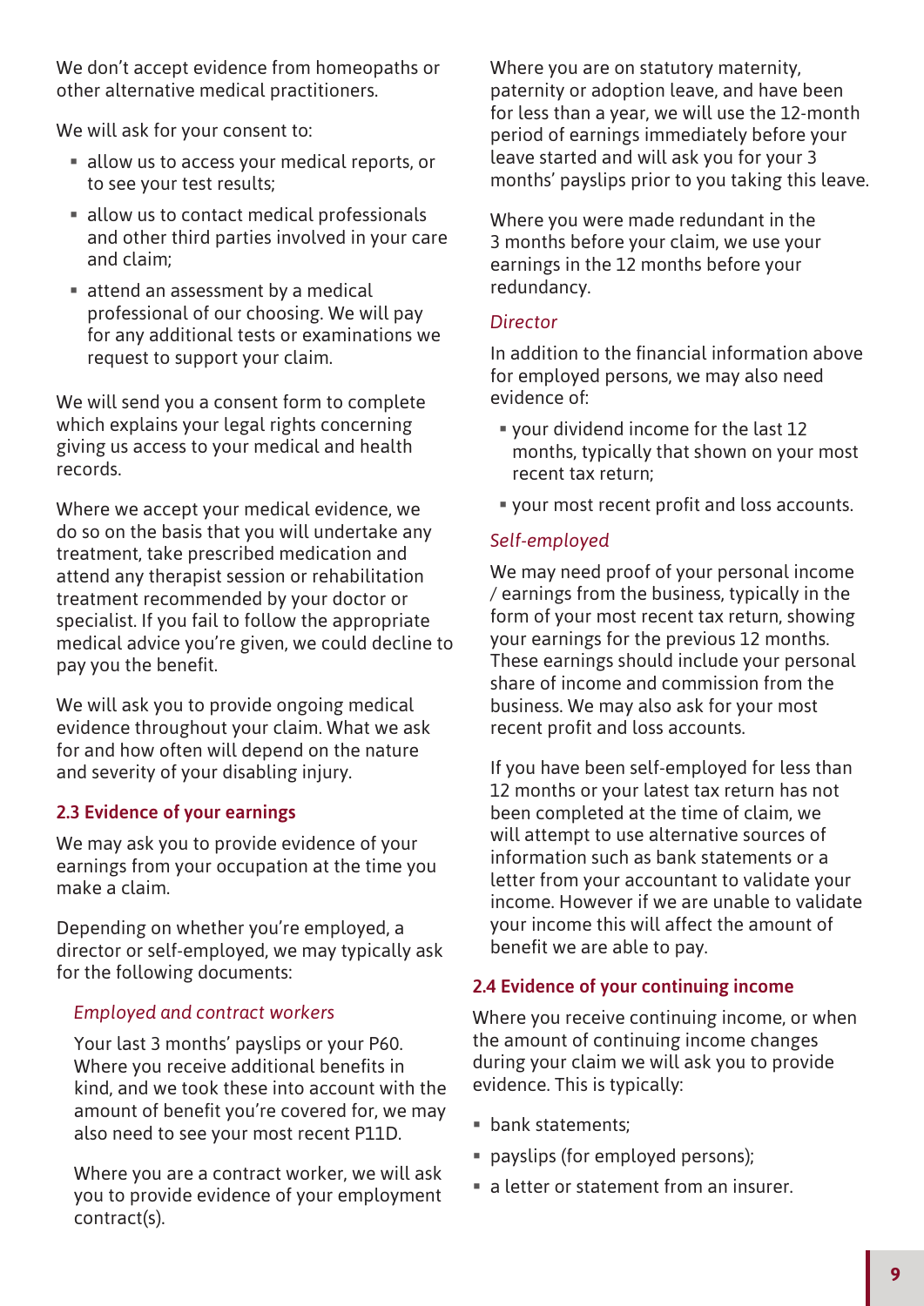We don't accept evidence from homeopaths or other alternative medical practitioners.

We will ask for your consent to:

- allow us to access your medical reports, or to see your test results;
- allow us to contact medical professionals and other third parties involved in your care and claim;
- attend an assessment by a medical professional of our choosing. We will pay for any additional tests or examinations we request to support your claim.

We will send you a consent form to complete which explains your legal rights concerning giving us access to your medical and health records.

Where we accept your medical evidence, we do so on the basis that you will undertake any treatment, take prescribed medication and attend any therapist session or rehabilitation treatment recommended by your doctor or specialist. If you fail to follow the appropriate medical advice you're given, we could decline to pay you the benefit.

We will ask you to provide ongoing medical evidence throughout your claim. What we ask for and how often will depend on the nature and severity of your disabling injury.

### 2.3 Evidence of your earnings

We may ask you to provide evidence of your earnings from your occupation at the time you make a claim.

Depending on whether you're employed, a director or self-employed, we may typically ask for the following documents:

*Employed and contract workers*

Your last 3 months' payslips or your P60. Where you receive additional benefits in kind, and we took these into account with the amount of benefit you're covered for, we may also need to see your most recent P11D.

Where you are a contract worker, we will ask you to provide evidence of your employment contract(s).

Where you are on statutory maternity, paternity or adoption leave, and have been for less than a year, we will use the 12-month period of earnings immediately before your leave started and will ask you for your 3 months' payslips prior to you taking this leave.

Where you were made redundant in the 3 months before your claim, we use your earnings in the 12 months before your redundancy.

*Director*

In addition to the financial information above for employed persons, we may also need evidence of:

- your dividend income for the last 12 months, typically that shown on your most recent tax return;
- your most recent profit and loss accounts.

*Self-employed*

We may need proof of your personal income / earnings from the business, typically in the form of your most recent tax return, showing your earnings for the previous 12 months. These earnings should include your personal share of income and commission from the business. We may also ask for your most recent profit and loss accounts.

If you have been self-employed for less than 12 months or your latest tax return has not been completed at the time of claim, we will attempt to use alternative sources of information such as bank statements or a letter from your accountant to validate your income. However if we are unable to validate your income this will affect the amount of benefit we are able to pay.

### 2.4 Evidence of your continuing income

Where you receive continuing income, or when the amount of continuing income changes during your claim we will ask you to provide evidence. This is typically:

- bank statements;
- payslips (for employed persons);
- a letter or statement from an insurer.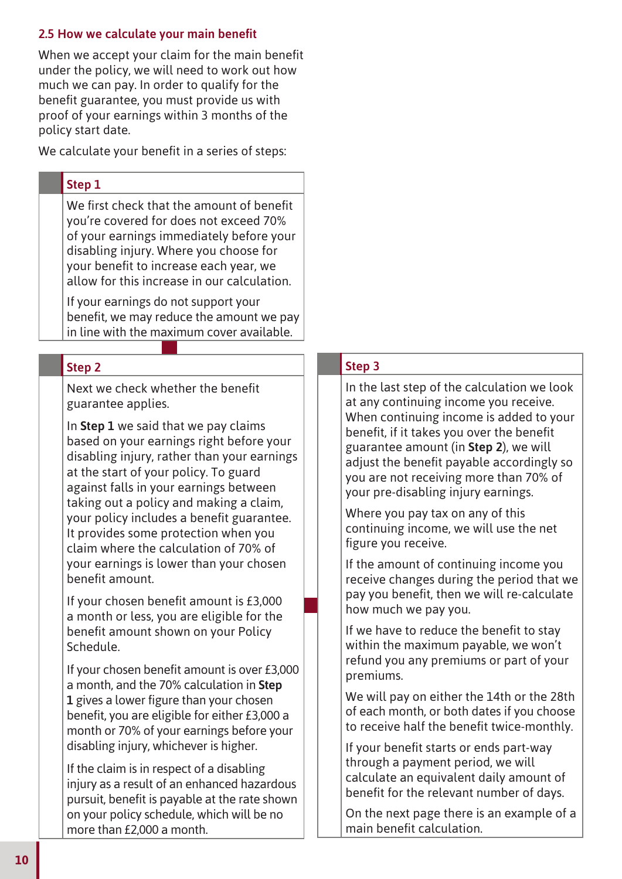## 2.5 How we calculate your main benefit

When we accept your claim for the main benefit under the policy, we will need to work out how much we can pay. In order to qualify for the benefit guarantee, you must provide us with proof of your earnings within 3 months of the policy start date.

We calculate your benefit in a series of steps:

### Step 1

We first check that the amount of benefit you're covered for does not exceed 70% of your earnings immediately before your disabling injury. Where you choose for your benefit to increase each year, we allow for this increase in our calculation.

If your earnings do not support your benefit, we may reduce the amount we pay in line with the maximum cover available.

### Step 2

Next we check whether the benefit guarantee applies.

In **Step 1** we said that we pay claims based on your earnings right before your disabling injury, rather than your earnings at the start of your policy. To guard against falls in your earnings between taking out a policy and making a claim, your policy includes a benefit guarantee. It provides some protection when you claim where the calculation of 70% of your earnings is lower than your chosen benefit amount.

If your chosen benefit amount is £3,000 a month or less, you are eligible for the benefit amount shown on your Policy Schedule.

If your chosen benefit amount is over £3,000 a month, and the 70% calculation in **Step 1** gives a lower figure than your chosen benefit, you are eligible for either £3,000 a month or 70% of your earnings before your disabling injury, whichever is higher.

If the claim is in respect of a disabling injury as a result of an enhanced hazardous pursuit, benefit is payable at the rate shown on your policy schedule, which will be no more than £2,000 a month.

### Step 3

In the last step of the calculation we look at any continuing income you receive. When continuing income is added to your benefit, if it takes you over the benefit guarantee amount (in **Step 2**), we will adjust the benefit payable accordingly so you are not receiving more than 70% of your pre-disabling injury earnings.

Where you pay tax on any of this continuing income, we will use the net figure you receive.

If the amount of continuing income you receive changes during the period that we pay you benefit, then we will re-calculate how much we pay you.

If we have to reduce the benefit to stay within the maximum payable, we won't refund you any premiums or part of your premiums.

We will pay on either the 14th or the 28th of each month, or both dates if you choose to receive half the benefit twice-monthly.

If your benefit starts or ends part-way through a payment period, we will calculate an equivalent daily amount of benefit for the relevant number of days.

On the next page there is an example of a main benefit calculation.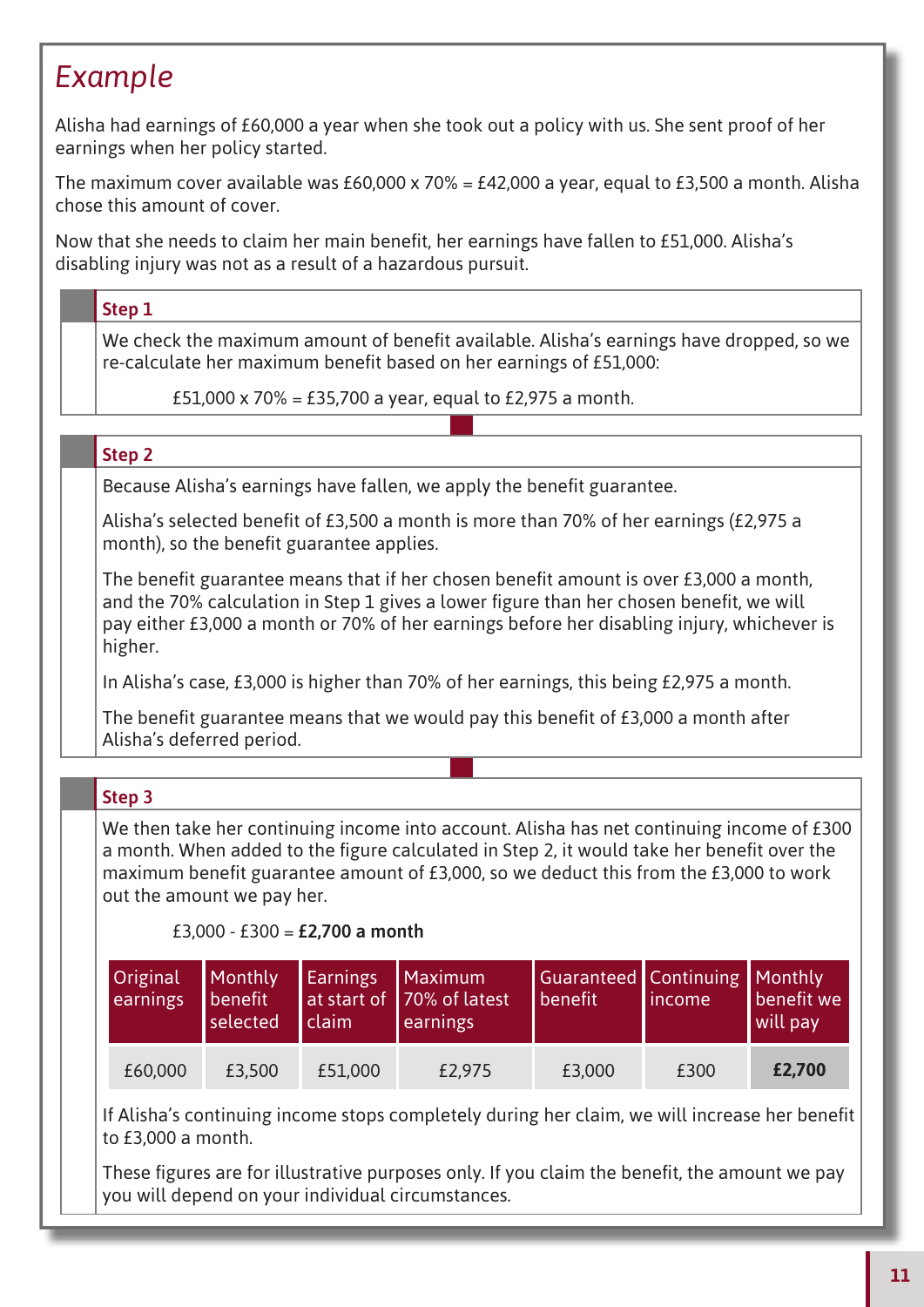## Example

Alisha had earnings of £60,000 a year when she took out a policy with us. She sent proof of her earnings when her policy started.

The maximum cover available was £60,000 x 70% = £42,000 a year, equal to £3,500 a month. Alisha chose this amount of cover.

Now that she needs to claim her main benefit, her earnings have fallen to £51,000. Alisha's disabling injury was not as a result of a hazardous pursuit.

### Step 1

We check the maximum amount of benefit available. Alisha's earnings have dropped, so we re-calculate her maximum benefit based on her earnings of £51,000:

£51,000 x 70% = £35,700 a year, equal to £2,975 a month.

### Step 2

Because Alisha's earnings have fallen, we apply the benefit guarantee.

Alisha's selected benefit of £3,500 a month is more than 70% of her earnings (£2,975 a month), so the benefit guarantee applies.

The benefit guarantee means that if her chosen benefit amount is over £3,000 a month, and the 70% calculation in Step 1 gives a lower figure than her chosen benefit, we will pay either £3,000 a month or 70% of her earnings before her disabling injury, whichever is higher.

In Alisha's case, £3,000 is higher than 70% of her earnings, this being £2,975 a month.

The benefit guarantee means that we would pay this benefit of £3,000 a month after Alisha's deferred period.

### Step 3

We then take her continuing income into account. Alisha has net continuing income of £300 a month. When added to the figure calculated in Step 2, it would take her benefit over the maximum benefit guarantee amount of £3,000, so we deduct this from the £3,000 to work out the amount we pay her.

£3,000 - £300 = **£2,700 a month**

| Original earnings | Monthly benefit selected | Earnings at start of claim | Maximum 70% of latest earnings | Guaranteed benefit | Continuing income | Monthly benefit we will pay |
|---|---|---|---|---|---|---|
| £60,000 | £3,500 | £51,000 | £2,975 | £3,000 | £300 | **£2,700** |

If Alisha's continuing income stops completely during her claim, we will increase her benefit to £3,000 a month.

These figures are for illustrative purposes only. If you claim the benefit, the amount we pay you will depend on your individual circumstances.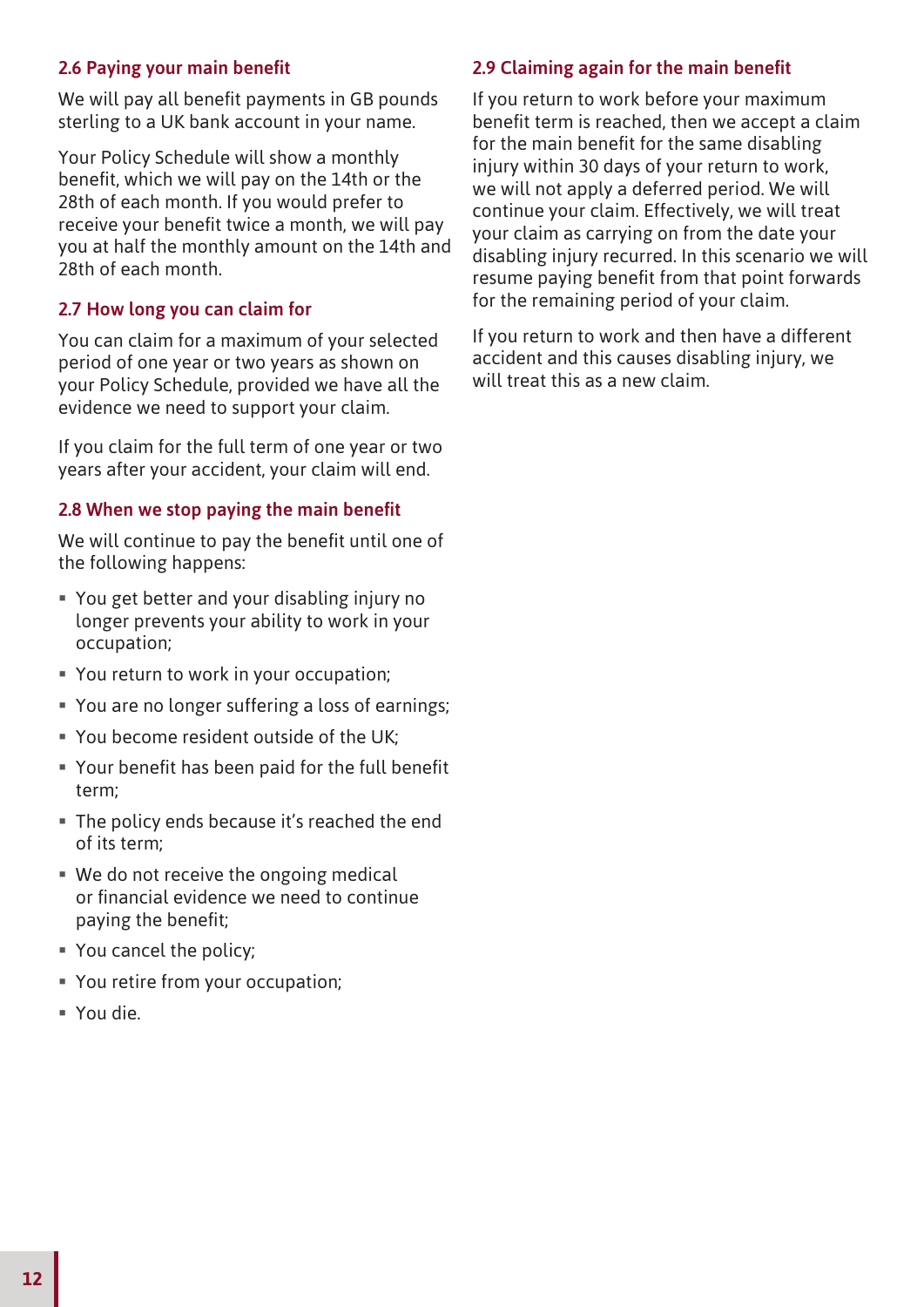### 2.6 Paying your main benefit

We will pay all benefit payments in GB pounds sterling to a UK bank account in your name.

Your Policy Schedule will show a monthly benefit, which we will pay on the 14th or the 28th of each month. If you would prefer to receive your benefit twice a month, we will pay you at half the monthly amount on the 14th and 28th of each month.

### 2.7 How long you can claim for

You can claim for a maximum of your selected period of one year or two years as shown on your Policy Schedule, provided we have all the evidence we need to support your claim.

If you claim for the full term of one year or two years after your accident, your claim will end.

### 2.8 When we stop paying the main benefit

We will continue to pay the benefit until one of the following happens:

- You get better and your disabling injury no longer prevents your ability to work in your occupation;
- You return to work in your occupation;
- You are no longer suffering a loss of earnings;
- You become resident outside of the UK;
- Your benefit has been paid for the full benefit term;
- The policy ends because it's reached the end of its term;
- We do not receive the ongoing medical or financial evidence we need to continue paying the benefit;
- You cancel the policy;
- You retire from your occupation;
- You die.

### 2.9 Claiming again for the main benefit

If you return to work before your maximum benefit term is reached, then we accept a claim for the main benefit for the same disabling injury within 30 days of your return to work, we will not apply a deferred period. We will continue your claim. Effectively, we will treat your claim as carrying on from the date your disabling injury recurred. In this scenario we will resume paying benefit from that point forwards for the remaining period of your claim.

If you return to work and then have a different accident and this causes disabling injury, we will treat this as a new claim.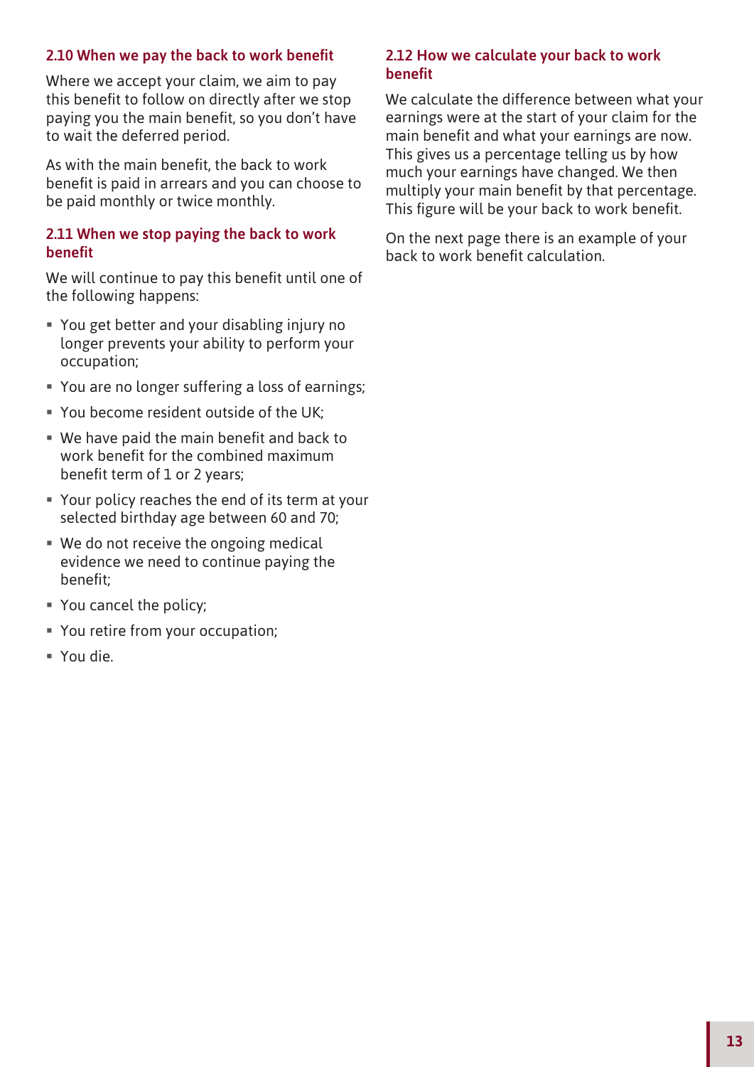### 2.10 When we pay the back to work benefit

Where we accept your claim, we aim to pay this benefit to follow on directly after we stop paying you the main benefit, so you don't have to wait the deferred period.

As with the main benefit, the back to work benefit is paid in arrears and you can choose to be paid monthly or twice monthly.

### 2.11 When we stop paying the back to work benefit

We will continue to pay this benefit until one of the following happens:

- You get better and your disabling injury no longer prevents your ability to perform your occupation;
- You are no longer suffering a loss of earnings;
- You become resident outside of the UK;
- We have paid the main benefit and back to work benefit for the combined maximum benefit term of 1 or 2 years;
- Your policy reaches the end of its term at your selected birthday age between 60 and 70;
- We do not receive the ongoing medical evidence we need to continue paying the benefit;
- You cancel the policy;
- You retire from your occupation;
- You die.

### 2.12 How we calculate your back to work benefit

We calculate the difference between what your earnings were at the start of your claim for the main benefit and what your earnings are now. This gives us a percentage telling us by how much your earnings have changed. We then multiply your main benefit by that percentage. This figure will be your back to work benefit.

On the next page there is an example of your back to work benefit calculation.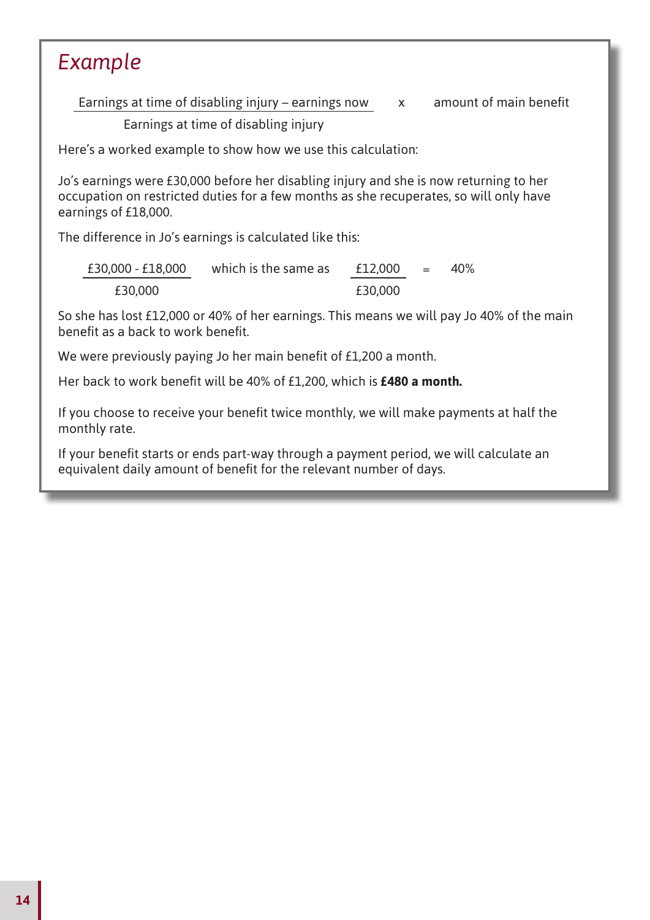## *Example*

$$\frac{\text{Earnings at time of disabling injury} - \text{earnings now}}{\text{Earnings at time of disabling injury}} \times \text{amount of main benefit}$$

Here's a worked example to show how we use this calculation:

Jo's earnings were £30,000 before her disabling injury and she is now returning to her occupation on restricted duties for a few months as she recuperates, so will only have earnings of £18,000.

The difference in Jo's earnings is calculated like this:

$$\frac{\text{£}30{,}000 - \text{£}18{,}000}{\text{£}30{,}000} \quad \text{which is the same as} \quad \frac{\text{£}12{,}000}{\text{£}30{,}000} = 40\%$$

So she has lost £12,000 or 40% of her earnings. This means we will pay Jo 40% of the main benefit as a back to work benefit.

We were previously paying Jo her main benefit of £1,200 a month.

Her back to work benefit will be 40% of £1,200, which is **£480 a month.**

If you choose to receive your benefit twice monthly, we will make payments at half the monthly rate.

If your benefit starts or ends part-way through a payment period, we will calculate an equivalent daily amount of benefit for the relevant number of days.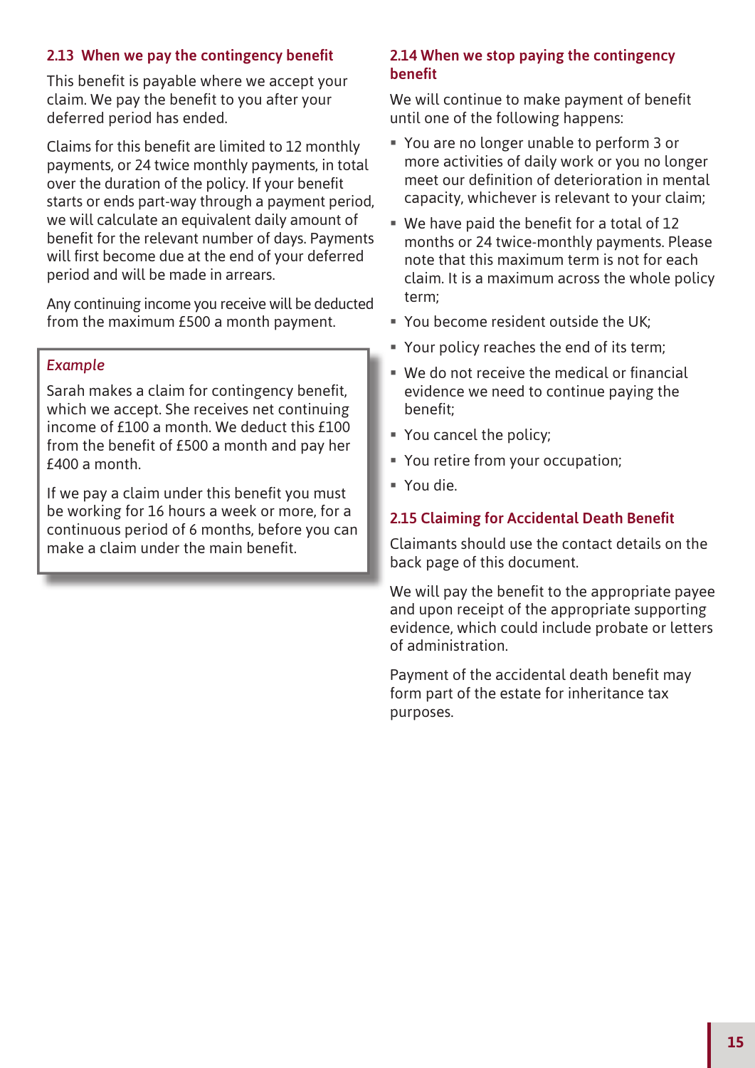## 2.13 When we pay the contingency benefit

This benefit is payable where we accept your claim. We pay the benefit to you after your deferred period has ended.

Claims for this benefit are limited to 12 monthly payments, or 24 twice monthly payments, in total over the duration of the policy. If your benefit starts or ends part-way through a payment period, we will calculate an equivalent daily amount of benefit for the relevant number of days. Payments will first become due at the end of your deferred period and will be made in arrears.

Any continuing income you receive will be deducted from the maximum £500 a month payment.

> *Example*
>
> Sarah makes a claim for contingency benefit, which we accept. She receives net continuing income of £100 a month. We deduct this £100 from the benefit of £500 a month and pay her £400 a month.
>
> If we pay a claim under this benefit you must be working for 16 hours a week or more, for a continuous period of 6 months, before you can make a claim under the main benefit.

## 2.14 When we stop paying the contingency benefit

We will continue to make payment of benefit until one of the following happens:

- You are no longer unable to perform 3 or more activities of daily work or you no longer meet our definition of deterioration in mental capacity, whichever is relevant to your claim;
- We have paid the benefit for a total of 12 months or 24 twice-monthly payments. Please note that this maximum term is not for each claim. It is a maximum across the whole policy term;
- You become resident outside the UK;
- Your policy reaches the end of its term;
- We do not receive the medical or financial evidence we need to continue paying the benefit;
- You cancel the policy;
- You retire from your occupation;
- You die.

## 2.15 Claiming for Accidental Death Benefit

Claimants should use the contact details on the back page of this document.

We will pay the benefit to the appropriate payee and upon receipt of the appropriate supporting evidence, which could include probate or letters of administration.

Payment of the accidental death benefit may form part of the estate for inheritance tax purposes.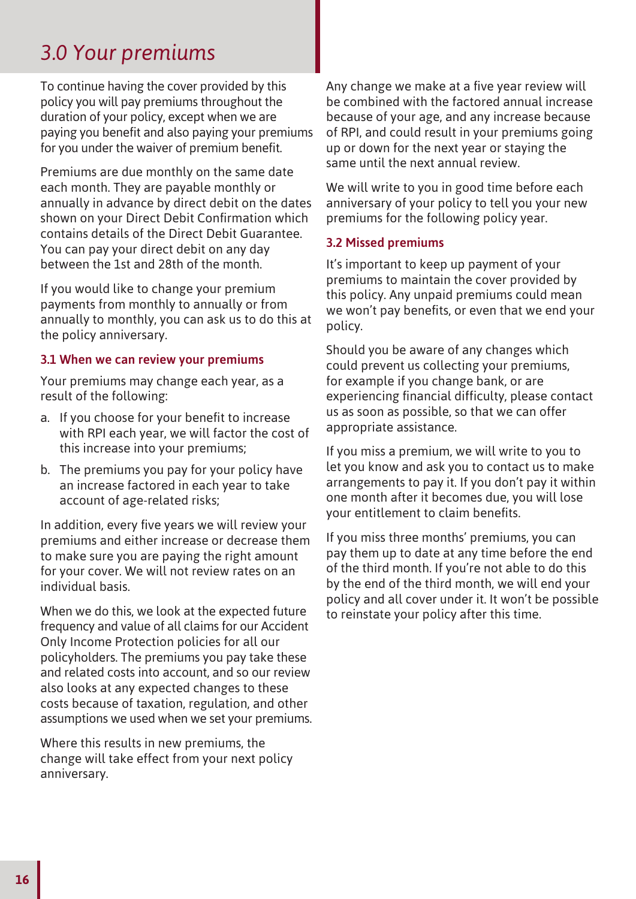# *3.0 Your premiums*

To continue having the cover provided by this policy you will pay premiums throughout the duration of your policy, except when we are paying you benefit and also paying your premiums for you under the waiver of premium benefit.

Premiums are due monthly on the same date each month. They are payable monthly or annually in advance by direct debit on the dates shown on your Direct Debit Confirmation which contains details of the Direct Debit Guarantee. You can pay your direct debit on any day between the 1st and 28th of the month.

If you would like to change your premium payments from monthly to annually or from annually to monthly, you can ask us to do this at the policy anniversary.

## 3.1 When we can review your premiums

Your premiums may change each year, as a result of the following:

a. If you choose for your benefit to increase with RPI each year, we will factor the cost of this increase into your premiums;

b. The premiums you pay for your policy have an increase factored in each year to take account of age-related risks;

In addition, every five years we will review your premiums and either increase or decrease them to make sure you are paying the right amount for your cover. We will not review rates on an individual basis.

When we do this, we look at the expected future frequency and value of all claims for our Accident Only Income Protection policies for all our policyholders. The premiums you pay take these and related costs into account, and so our review also looks at any expected changes to these costs because of taxation, regulation, and other assumptions we used when we set your premiums.

Where this results in new premiums, the change will take effect from your next policy anniversary.

Any change we make at a five year review will be combined with the factored annual increase because of your age, and any increase because of RPI, and could result in your premiums going up or down for the next year or staying the same until the next annual review.

We will write to you in good time before each anniversary of your policy to tell you your new premiums for the following policy year.

## 3.2 Missed premiums

It's important to keep up payment of your premiums to maintain the cover provided by this policy. Any unpaid premiums could mean we won't pay benefits, or even that we end your policy.

Should you be aware of any changes which could prevent us collecting your premiums, for example if you change bank, or are experiencing financial difficulty, please contact us as soon as possible, so that we can offer appropriate assistance.

If you miss a premium, we will write to you to let you know and ask you to contact us to make arrangements to pay it. If you don't pay it within one month after it becomes due, you will lose your entitlement to claim benefits.

If you miss three months' premiums, you can pay them up to date at any time before the end of the third month. If you're not able to do this by the end of the third month, we will end your policy and all cover under it. It won't be possible to reinstate your policy after this time.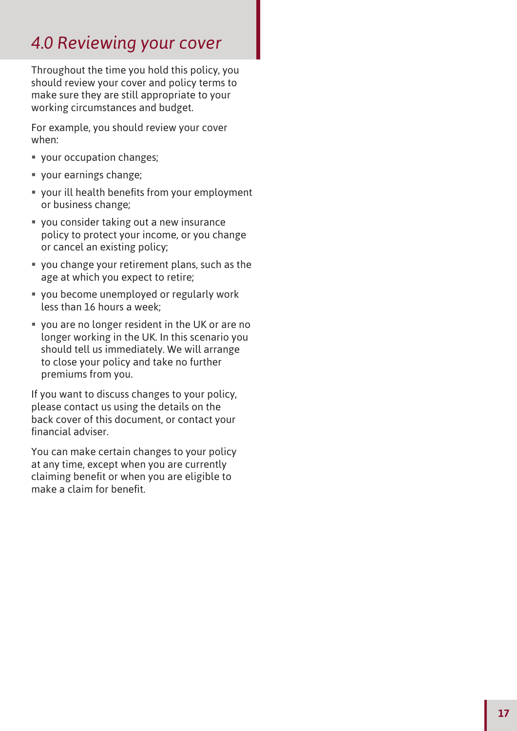## *4.0 Reviewing your cover*

Throughout the time you hold this policy, you should review your cover and policy terms to make sure they are still appropriate to your working circumstances and budget.

For example, you should review your cover when:

- your occupation changes;
- your earnings change;
- your ill health benefits from your employment or business change;
- you consider taking out a new insurance policy to protect your income, or you change or cancel an existing policy;
- you change your retirement plans, such as the age at which you expect to retire;
- you become unemployed or regularly work less than 16 hours a week;
- you are no longer resident in the UK or are no longer working in the UK. In this scenario you should tell us immediately. We will arrange to close your policy and take no further premiums from you.

If you want to discuss changes to your policy, please contact us using the details on the back cover of this document, or contact your financial adviser.

You can make certain changes to your policy at any time, except when you are currently claiming benefit or when you are eligible to make a claim for benefit.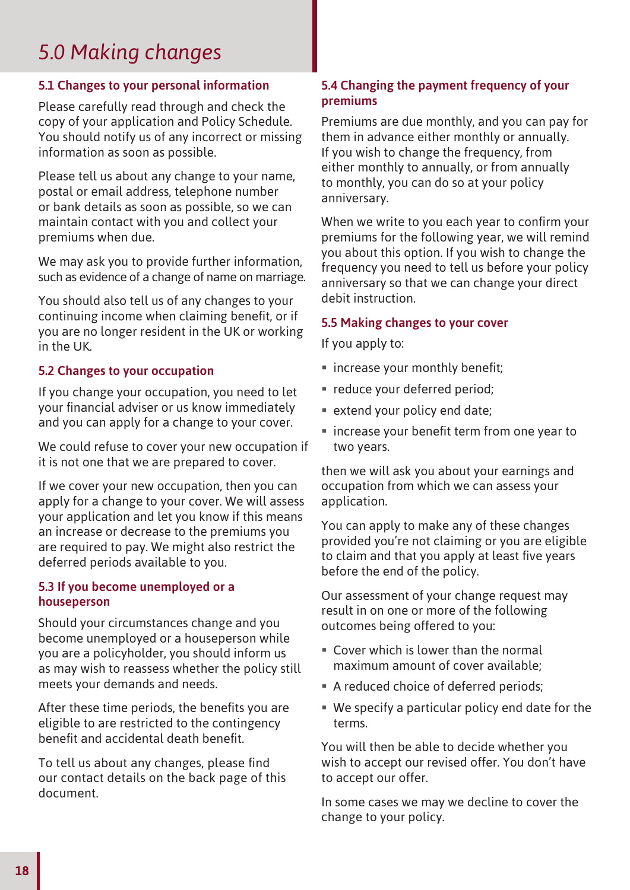# 5.0 Making changes

## 5.1 Changes to your personal information

Please carefully read through and check the copy of your application and Policy Schedule. You should notify us of any incorrect or missing information as soon as possible.

Please tell us about any change to your name, postal or email address, telephone number or bank details as soon as possible, so we can maintain contact with you and collect your premiums when due.

We may ask you to provide further information, such as evidence of a change of name on marriage.

You should also tell us of any changes to your continuing income when claiming benefit, or if you are no longer resident in the UK or working in the UK.

## 5.2 Changes to your occupation

If you change your occupation, you need to let your financial adviser or us know immediately and you can apply for a change to your cover.

We could refuse to cover your new occupation if it is not one that we are prepared to cover.

If we cover your new occupation, then you can apply for a change to your cover. We will assess your application and let you know if this means an increase or decrease to the premiums you are required to pay. We might also restrict the deferred periods available to you.

## 5.3 If you become unemployed or a houseperson

Should your circumstances change and you become unemployed or a houseperson while you are a policyholder, you should inform us as may wish to reassess whether the policy still meets your demands and needs.

After these time periods, the benefits you are eligible to are restricted to the contingency benefit and accidental death benefit.

To tell us about any changes, please find our contact details on the back page of this document.

## 5.4 Changing the payment frequency of your premiums

Premiums are due monthly, and you can pay for them in advance either monthly or annually. If you wish to change the frequency, from either monthly to annually, or from annually to monthly, you can do so at your policy anniversary.

When we write to you each year to confirm your premiums for the following year, we will remind you about this option. If you wish to change the frequency you need to tell us before your policy anniversary so that we can change your direct debit instruction.

## 5.5 Making changes to your cover

If you apply to:

- increase your monthly benefit;
- reduce your deferred period;
- extend your policy end date;
- increase your benefit term from one year to two years.

then we will ask you about your earnings and occupation from which we can assess your application.

You can apply to make any of these changes provided you're not claiming or you are eligible to claim and that you apply at least five years before the end of the policy.

Our assessment of your change request may result in on one or more of the following outcomes being offered to you:

- Cover which is lower than the normal maximum amount of cover available;
- A reduced choice of deferred periods;
- We specify a particular policy end date for the terms.

You will then be able to decide whether you wish to accept our revised offer. You don't have to accept our offer.

In some cases we may we decline to cover the change to your policy.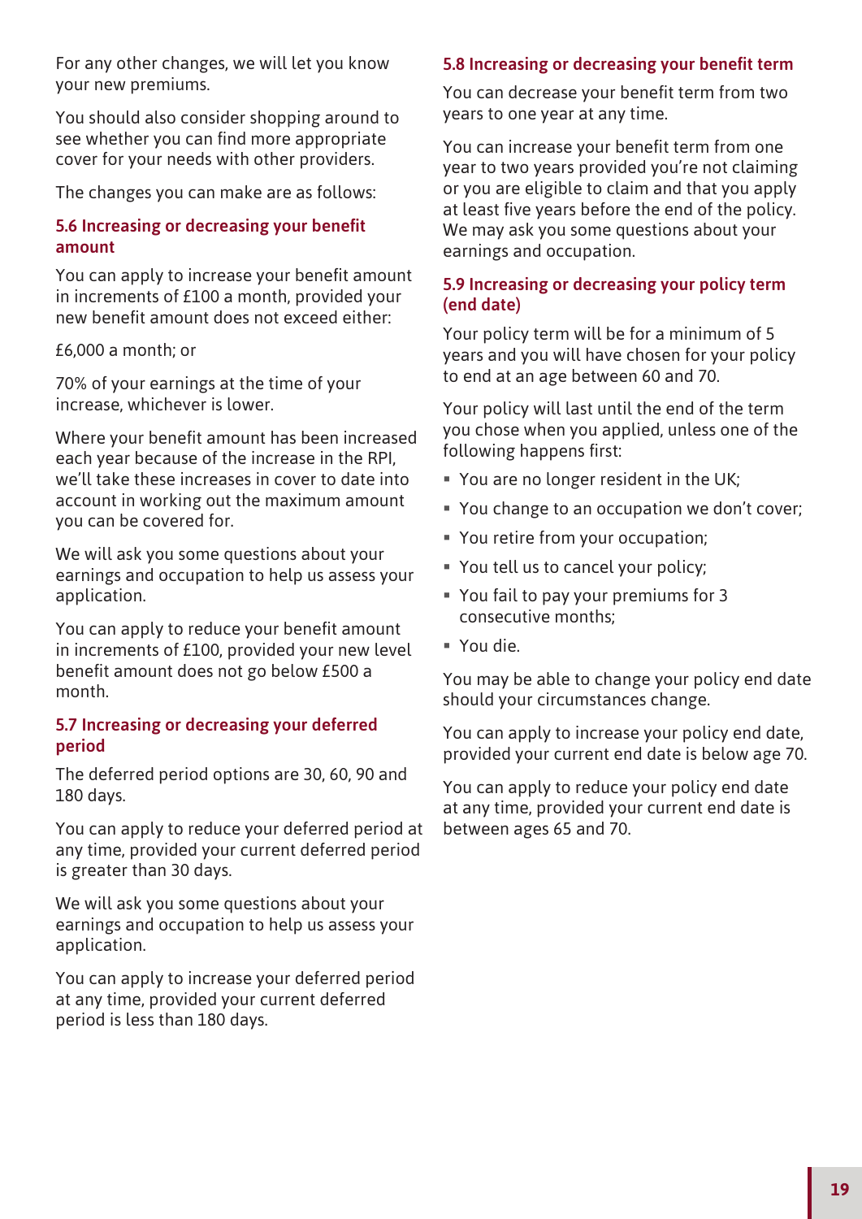For any other changes, we will let you know your new premiums.

You should also consider shopping around to see whether you can find more appropriate cover for your needs with other providers.

The changes you can make are as follows:

### 5.6 Increasing or decreasing your benefit amount

You can apply to increase your benefit amount in increments of £100 a month, provided your new benefit amount does not exceed either:

£6,000 a month; or

70% of your earnings at the time of your increase, whichever is lower.

Where your benefit amount has been increased each year because of the increase in the RPI, we'll take these increases in cover to date into account in working out the maximum amount you can be covered for.

We will ask you some questions about your earnings and occupation to help us assess your application.

You can apply to reduce your benefit amount in increments of £100, provided your new level benefit amount does not go below £500 a month.

### 5.7 Increasing or decreasing your deferred period

The deferred period options are 30, 60, 90 and 180 days.

You can apply to reduce your deferred period at any time, provided your current deferred period is greater than 30 days.

We will ask you some questions about your earnings and occupation to help us assess your application.

You can apply to increase your deferred period at any time, provided your current deferred period is less than 180 days.

### 5.8 Increasing or decreasing your benefit term

You can decrease your benefit term from two years to one year at any time.

You can increase your benefit term from one year to two years provided you're not claiming or you are eligible to claim and that you apply at least five years before the end of the policy. We may ask you some questions about your earnings and occupation.

### 5.9 Increasing or decreasing your policy term (end date)

Your policy term will be for a minimum of 5 years and you will have chosen for your policy to end at an age between 60 and 70.

Your policy will last until the end of the term you chose when you applied, unless one of the following happens first:

- You are no longer resident in the UK;
- You change to an occupation we don't cover;
- You retire from your occupation;
- You tell us to cancel your policy;
- You fail to pay your premiums for 3 consecutive months;
- You die.

You may be able to change your policy end date should your circumstances change.

You can apply to increase your policy end date, provided your current end date is below age 70.

You can apply to reduce your policy end date at any time, provided your current end date is between ages 65 and 70.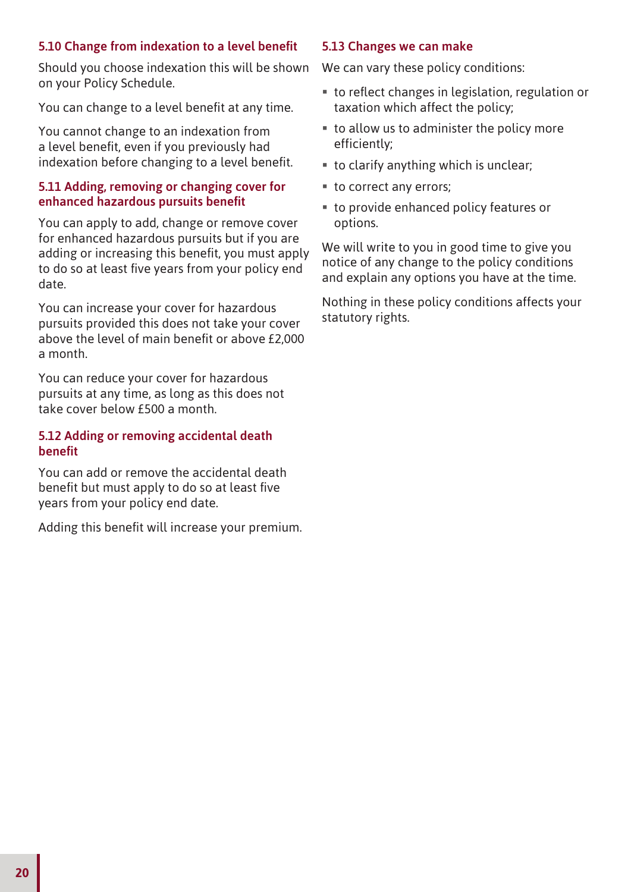### 5.10 Change from indexation to a level benefit

Should you choose indexation this will be shown on your Policy Schedule.

You can change to a level benefit at any time.

You cannot change to an indexation from a level benefit, even if you previously had indexation before changing to a level benefit.

### 5.11 Adding, removing or changing cover for enhanced hazardous pursuits benefit

You can apply to add, change or remove cover for enhanced hazardous pursuits but if you are adding or increasing this benefit, you must apply to do so at least five years from your policy end date.

You can increase your cover for hazardous pursuits provided this does not take your cover above the level of main benefit or above £2,000 a month.

You can reduce your cover for hazardous pursuits at any time, as long as this does not take cover below £500 a month.

### 5.12 Adding or removing accidental death benefit

You can add or remove the accidental death benefit but must apply to do so at least five years from your policy end date.

Adding this benefit will increase your premium.

### 5.13 Changes we can make

We can vary these policy conditions:

- to reflect changes in legislation, regulation or taxation which affect the policy;
- to allow us to administer the policy more efficiently;
- to clarify anything which is unclear;
- to correct any errors;
- to provide enhanced policy features or options.

We will write to you in good time to give you notice of any change to the policy conditions and explain any options you have at the time.

Nothing in these policy conditions affects your statutory rights.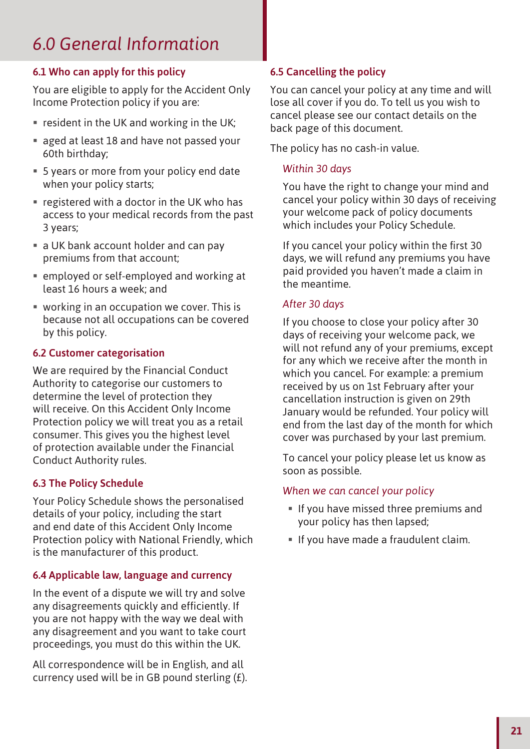# 6.0 General Information

## 6.1 Who can apply for this policy

You are eligible to apply for the Accident Only Income Protection policy if you are:

- resident in the UK and working in the UK;
- aged at least 18 and have not passed your 60th birthday;
- 5 years or more from your policy end date when your policy starts;
- registered with a doctor in the UK who has access to your medical records from the past 3 years;
- a UK bank account holder and can pay premiums from that account;
- employed or self-employed and working at least 16 hours a week; and
- working in an occupation we cover. This is because not all occupations can be covered by this policy.

## 6.2 Customer categorisation

We are required by the Financial Conduct Authority to categorise our customers to determine the level of protection they will receive. On this Accident Only Income Protection policy we will treat you as a retail consumer. This gives you the highest level of protection available under the Financial Conduct Authority rules.

## 6.3 The Policy Schedule

Your Policy Schedule shows the personalised details of your policy, including the start and end date of this Accident Only Income Protection policy with National Friendly, which is the manufacturer of this product.

## 6.4 Applicable law, language and currency

In the event of a dispute we will try and solve any disagreements quickly and efficiently. If you are not happy with the way we deal with any disagreement and you want to take court proceedings, you must do this within the UK.

All correspondence will be in English, and all currency used will be in GB pound sterling (£).

## 6.5 Cancelling the policy

You can cancel your policy at any time and will lose all cover if you do. To tell us you wish to cancel please see our contact details on the back page of this document.

The policy has no cash-in value.

### *Within 30 days*

You have the right to change your mind and cancel your policy within 30 days of receiving your welcome pack of policy documents which includes your Policy Schedule.

If you cancel your policy within the first 30 days, we will refund any premiums you have paid provided you haven't made a claim in the meantime.

### *After 30 days*

If you choose to close your policy after 30 days of receiving your welcome pack, we will not refund any of your premiums, except for any which we receive after the month in which you cancel. For example: a premium received by us on 1st February after your cancellation instruction is given on 29th January would be refunded. Your policy will end from the last day of the month for which cover was purchased by your last premium.

To cancel your policy please let us know as soon as possible.

### *When we can cancel your policy*

- If you have missed three premiums and your policy has then lapsed;
- If you have made a fraudulent claim.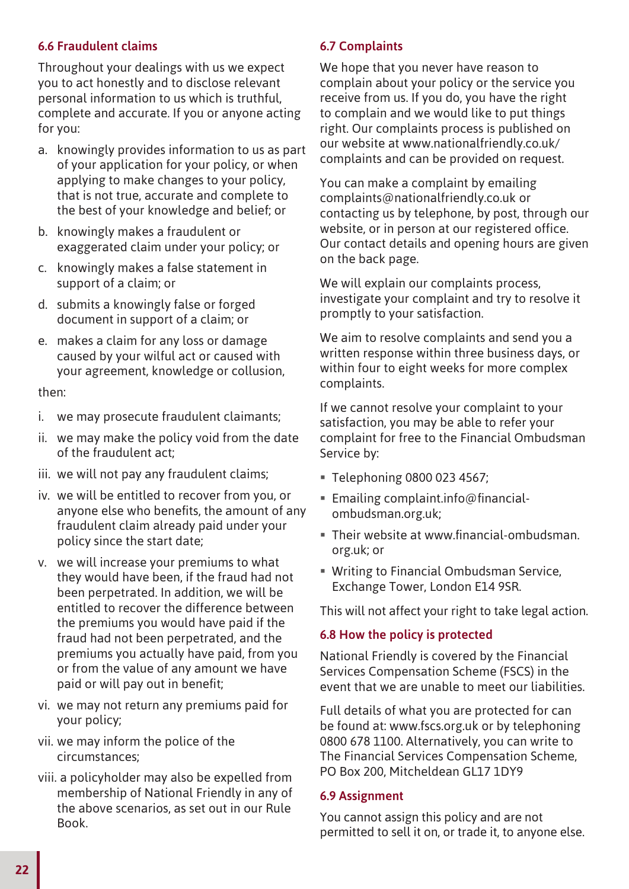### 6.6 Fraudulent claims

Throughout your dealings with us we expect you to act honestly and to disclose relevant personal information to us which is truthful, complete and accurate. If you or anyone acting for you:

a. knowingly provides information to us as part of your application for your policy, or when applying to make changes to your policy, that is not true, accurate and complete to the best of your knowledge and belief; or

b. knowingly makes a fraudulent or exaggerated claim under your policy; or

c. knowingly makes a false statement in support of a claim; or

d. submits a knowingly false or forged document in support of a claim; or

e. makes a claim for any loss or damage caused by your wilful act or caused with your agreement, knowledge or collusion,

then:

i. we may prosecute fraudulent claimants;

ii. we may make the policy void from the date of the fraudulent act;

iii. we will not pay any fraudulent claims;

iv. we will be entitled to recover from you, or anyone else who benefits, the amount of any fraudulent claim already paid under your policy since the start date;

v. we will increase your premiums to what they would have been, if the fraud had not been perpetrated. In addition, we will be entitled to recover the difference between the premiums you would have paid if the fraud had not been perpetrated, and the premiums you actually have paid, from you or from the value of any amount we have paid or will pay out in benefit;

vi. we may not return any premiums paid for your policy;

vii. we may inform the police of the circumstances;

viii. a policyholder may also be expelled from membership of National Friendly in any of the above scenarios, as set out in our Rule Book.

### 6.7 Complaints

We hope that you never have reason to complain about your policy or the service you receive from us. If you do, you have the right to complain and we would like to put things right. Our complaints process is published on our website at www.nationalfriendly.co.uk/complaints and can be provided on request.

You can make a complaint by emailing complaints@nationalfriendly.co.uk or contacting us by telephone, by post, through our website, or in person at our registered office. Our contact details and opening hours are given on the back page.

We will explain our complaints process, investigate your complaint and try to resolve it promptly to your satisfaction.

We aim to resolve complaints and send you a written response within three business days, or within four to eight weeks for more complex complaints.

If we cannot resolve your complaint to your satisfaction, you may be able to refer your complaint for free to the Financial Ombudsman Service by:

- Telephoning 0800 023 4567;
- Emailing complaint.info@financial-ombudsman.org.uk;
- Their website at www.financial-ombudsman.org.uk; or
- Writing to Financial Ombudsman Service, Exchange Tower, London E14 9SR.

This will not affect your right to take legal action.

### 6.8 How the policy is protected

National Friendly is covered by the Financial Services Compensation Scheme (FSCS) in the event that we are unable to meet our liabilities.

Full details of what you are protected for can be found at: www.fscs.org.uk or by telephoning 0800 678 1100. Alternatively, you can write to The Financial Services Compensation Scheme, PO Box 200, Mitcheldean GL17 1DY9

### 6.9 Assignment

You cannot assign this policy and are not permitted to sell it on, or trade it, to anyone else.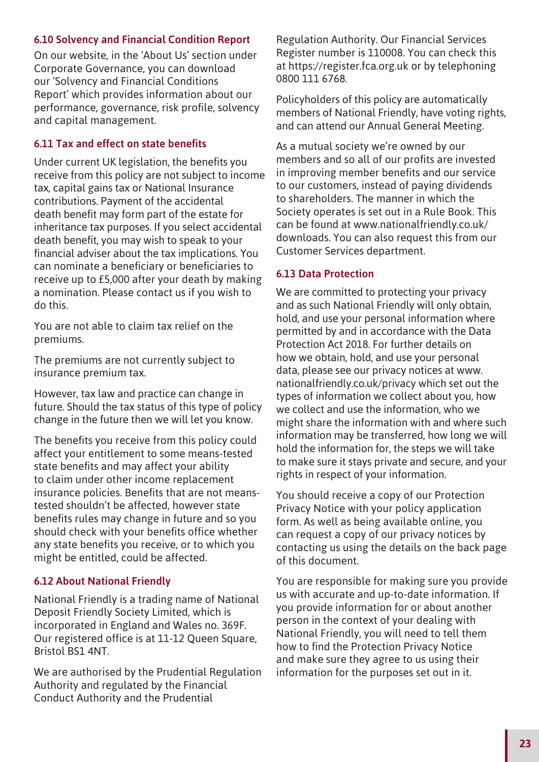### 6.10 Solvency and Financial Condition Report

On our website, in the 'About Us' section under Corporate Governance, you can download our 'Solvency and Financial Conditions Report' which provides information about our performance, governance, risk profile, solvency and capital management.

### 6.11 Tax and effect on state benefits

Under current UK legislation, the benefits you receive from this policy are not subject to income tax, capital gains tax or National Insurance contributions. Payment of the accidental death benefit may form part of the estate for inheritance tax purposes. If you select accidental death benefit, you may wish to speak to your financial adviser about the tax implications. You can nominate a beneficiary or beneficiaries to receive up to £5,000 after your death by making a nomination. Please contact us if you wish to do this.

You are not able to claim tax relief on the premiums.

The premiums are not currently subject to insurance premium tax.

However, tax law and practice can change in future. Should the tax status of this type of policy change in the future then we will let you know.

The benefits you receive from this policy could affect your entitlement to some means-tested state benefits and may affect your ability to claim under other income replacement insurance policies. Benefits that are not means-tested shouldn't be affected, however state benefits rules may change in future and so you should check with your benefits office whether any state benefits you receive, or to which you might be entitled, could be affected.

### 6.12 About National Friendly

National Friendly is a trading name of National Deposit Friendly Society Limited, which is incorporated in England and Wales no. 369F. Our registered office is at 11-12 Queen Square, Bristol BS1 4NT.

We are authorised by the Prudential Regulation Authority and regulated by the Financial Conduct Authority and the Prudential Regulation Authority. Our Financial Services Register number is 110008. You can check this at https://register.fca.org.uk or by telephoning 0800 111 6768.

Policyholders of this policy are automatically members of National Friendly, have voting rights, and can attend our Annual General Meeting.

As a mutual society we're owned by our members and so all of our profits are invested in improving member benefits and our service to our customers, instead of paying dividends to shareholders. The manner in which the Society operates is set out in a Rule Book. This can be found at www.nationalfriendly.co.uk/downloads. You can also request this from our Customer Services department.

### 6.13 Data Protection

We are committed to protecting your privacy and as such National Friendly will only obtain, hold, and use your personal information where permitted by and in accordance with the Data Protection Act 2018. For further details on how we obtain, hold, and use your personal data, please see our privacy notices at www.nationalfriendly.co.uk/privacy which set out the types of information we collect about you, how we collect and use the information, who we might share the information with and where such information may be transferred, how long we will hold the information for, the steps we will take to make sure it stays private and secure, and your rights in respect of your information.

You should receive a copy of our Protection Privacy Notice with your policy application form. As well as being available online, you can request a copy of our privacy notices by contacting us using the details on the back page of this document.

You are responsible for making sure you provide us with accurate and up-to-date information. If you provide information for or about another person in the context of your dealing with National Friendly, you will need to tell them how to find the Protection Privacy Notice and make sure they agree to us using their information for the purposes set out in it.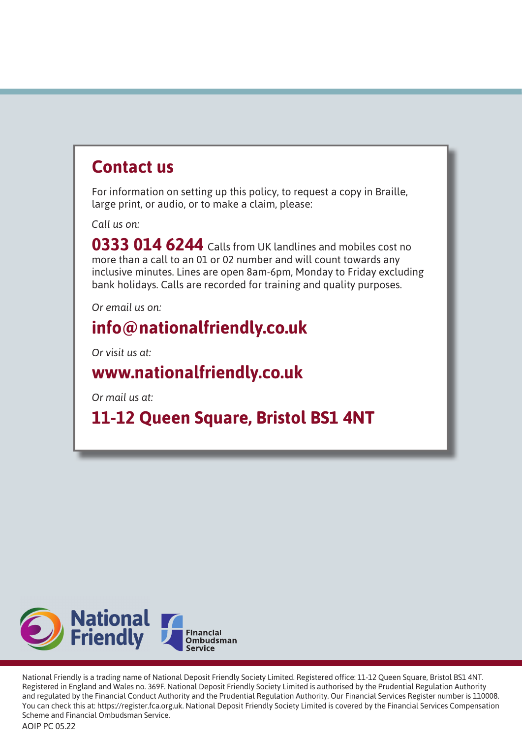## Contact us

For information on setting up this policy, to request a copy in Braille, large print, or audio, or to make a claim, please:

*Call us on:*

**0333 014 6244** Calls from UK landlines and mobiles cost no more than a call to an 01 or 02 number and will count towards any inclusive minutes. Lines are open 8am-6pm, Monday to Friday excluding bank holidays. Calls are recorded for training and quality purposes.

*Or email us on:*

**info@nationalfriendly.co.uk**

*Or visit us at:*

**www.nationalfriendly.co.uk**

*Or mail us at:*

**11-12 Queen Square, Bristol BS1 4NT**

National Friendly

Financial Ombudsman Service

National Friendly is a trading name of National Deposit Friendly Society Limited. Registered office: 11-12 Queen Square, Bristol BS1 4NT. Registered in England and Wales no. 369F. National Deposit Friendly Society Limited is authorised by the Prudential Regulation Authority and regulated by the Financial Conduct Authority and the Prudential Regulation Authority. Our Financial Services Register number is 110008. You can check this at: https://register.fca.org.uk. National Deposit Friendly Society Limited is covered by the Financial Services Compensation Scheme and Financial Ombudsman Service.

AOIP PC 05.22